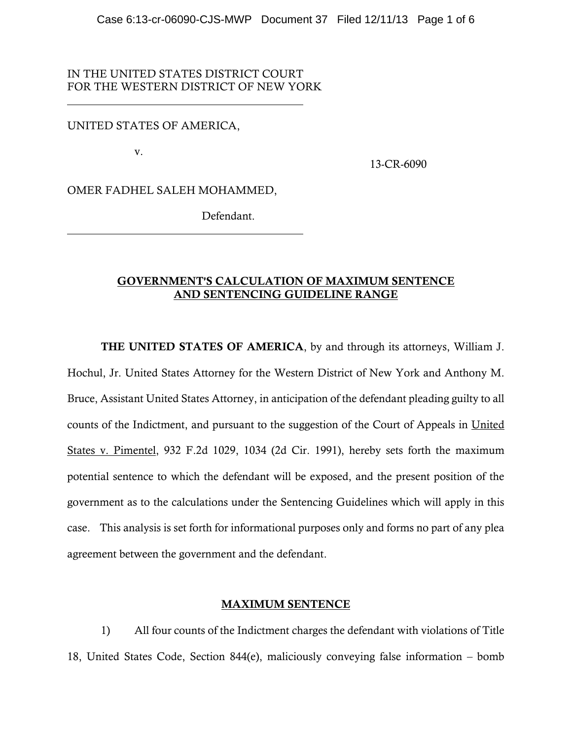IN THE UNITED STATES DISTRICT COURT
FOR THE WESTERN DISTRICT OF NEW YORK

UNITED STATES OF AMERICA,

v.

13-CR-6090

OMER FADHEL SALEH MOHAMMED,

Defendant.

## GOVERNMENT'S CALCULATION OF MAXIMUM SENTENCE AND SENTENCING GUIDELINE RANGE

**THE UNITED STATES OF AMERICA**, by and through its attorneys, William J. Hochul, Jr. United States Attorney for the Western District of New York and Anthony M. Bruce, Assistant United States Attorney, in anticipation of the defendant pleading guilty to all counts of the Indictment, and pursuant to the suggestion of the Court of Appeals in United States v. Pimentel, 932 F.2d 1029, 1034 (2d Cir. 1991), hereby sets forth the maximum potential sentence to which the defendant will be exposed, and the present position of the government as to the calculations under the Sentencing Guidelines which will apply in this case. This analysis is set forth for informational purposes only and forms no part of any plea agreement between the government and the defendant.

## MAXIMUM SENTENCE

1) All four counts of the Indictment charges the defendant with violations of Title 18, United States Code, Section 844(e), maliciously conveying false information – bomb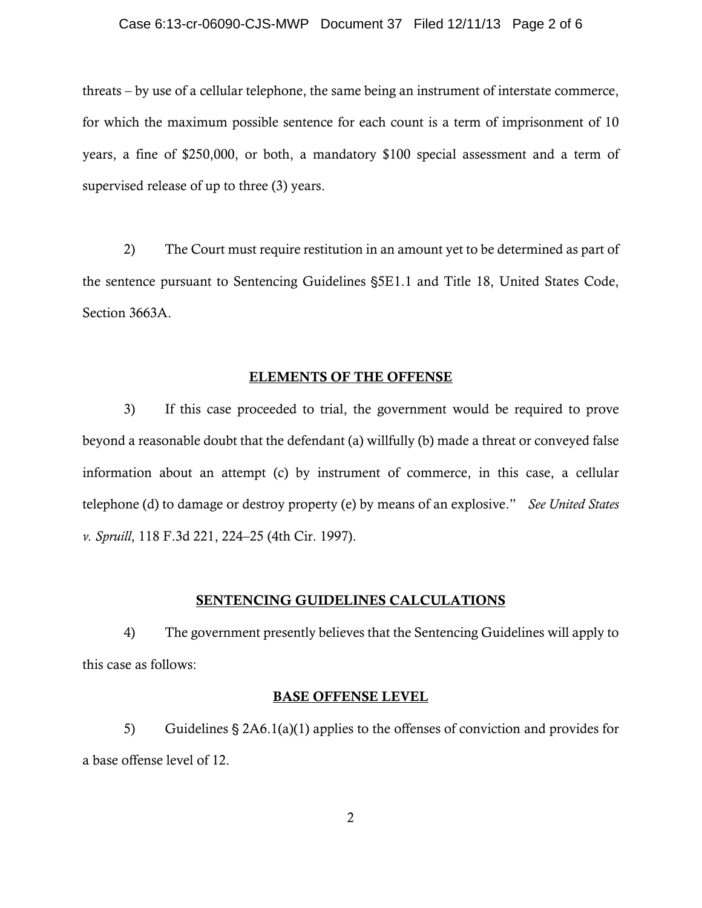threats – by use of a cellular telephone, the same being an instrument of interstate commerce, for which the maximum possible sentence for each count is a term of imprisonment of 10 years, a fine of $250,000, or both, a mandatory $100 special assessment and a term of supervised release of up to three (3) years.

2) The Court must require restitution in an amount yet to be determined as part of the sentence pursuant to Sentencing Guidelines §5E1.1 and Title 18, United States Code, Section 3663A.

## ELEMENTS OF THE OFFENSE

3) If this case proceeded to trial, the government would be required to prove beyond a reasonable doubt that the defendant (a) willfully (b) made a threat or conveyed false information about an attempt (c) by instrument of commerce, in this case, a cellular telephone (d) to damage or destroy property (e) by means of an explosive." *See United States v. Spruill*, 118 F.3d 221, 224–25 (4th Cir. 1997).

## SENTENCING GUIDELINES CALCULATIONS

4) The government presently believes that the Sentencing Guidelines will apply to this case as follows:

### BASE OFFENSE LEVEL

5) Guidelines § 2A6.1(a)(1) applies to the offenses of conviction and provides for a base offense level of 12.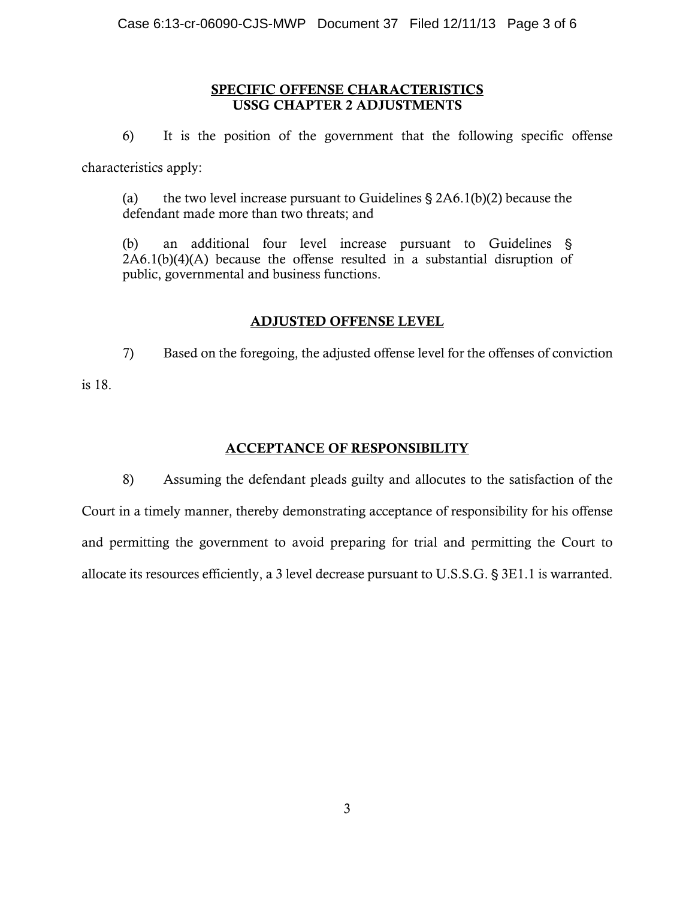## SPECIFIC OFFENSE CHARACTERISTICS
## USSG CHAPTER 2 ADJUSTMENTS

6) It is the position of the government that the following specific offense characteristics apply:

(a) the two level increase pursuant to Guidelines § 2A6.1(b)(2) because the defendant made more than two threats; and

(b) an additional four level increase pursuant to Guidelines § 2A6.1(b)(4)(A) because the offense resulted in a substantial disruption of public, governmental and business functions.

## ADJUSTED OFFENSE LEVEL

7) Based on the foregoing, the adjusted offense level for the offenses of conviction is 18.

## ACCEPTANCE OF RESPONSIBILITY

8) Assuming the defendant pleads guilty and allocutes to the satisfaction of the Court in a timely manner, thereby demonstrating acceptance of responsibility for his offense and permitting the government to avoid preparing for trial and permitting the Court to allocate its resources efficiently, a 3 level decrease pursuant to U.S.S.G. § 3E1.1 is warranted.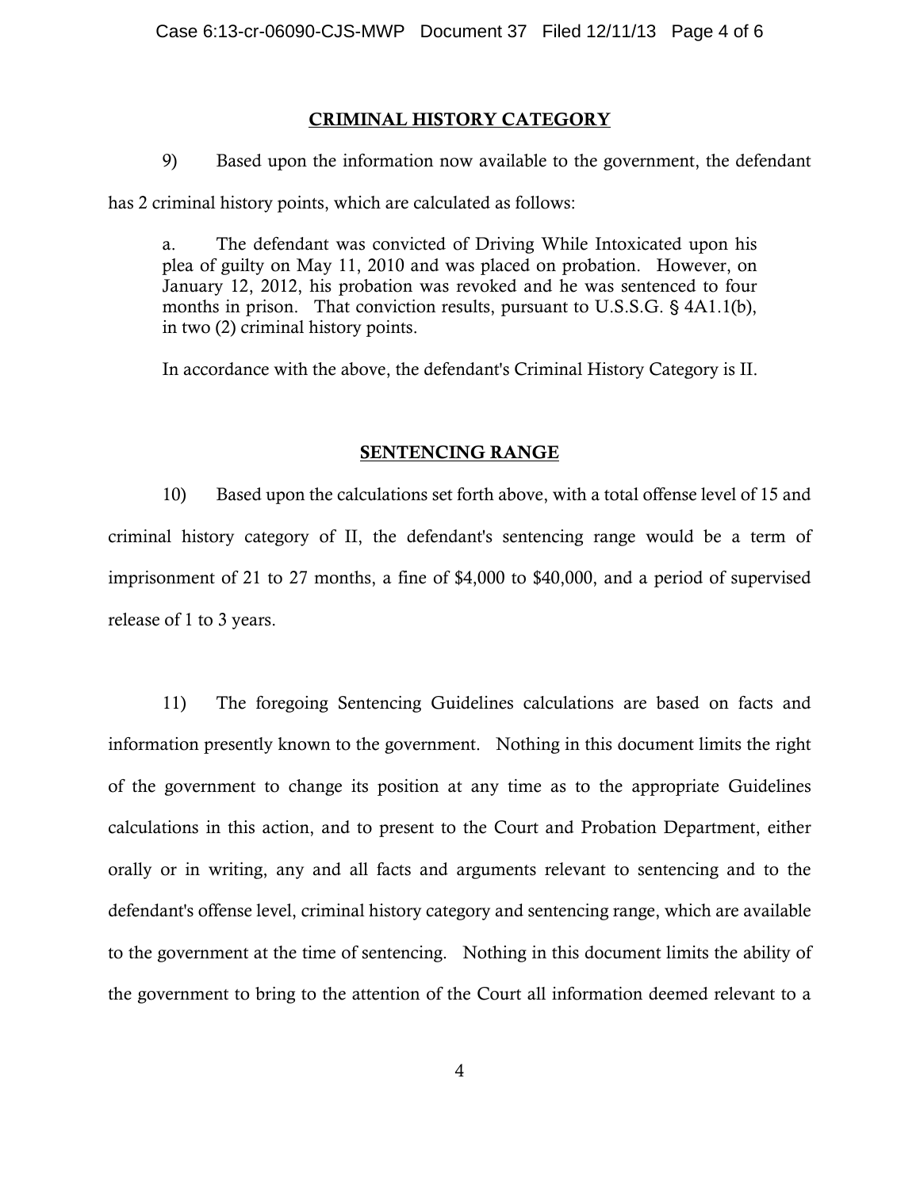## CRIMINAL HISTORY CATEGORY

9) Based upon the information now available to the government, the defendant has 2 criminal history points, which are calculated as follows:

> a. The defendant was convicted of Driving While Intoxicated upon his plea of guilty on May 11, 2010 and was placed on probation. However, on January 12, 2012, his probation was revoked and he was sentenced to four months in prison. That conviction results, pursuant to U.S.S.G. § 4A1.1(b), in two (2) criminal history points.
>
> In accordance with the above, the defendant's Criminal History Category is II.

## SENTENCING RANGE

10) Based upon the calculations set forth above, with a total offense level of 15 and criminal history category of II, the defendant's sentencing range would be a term of imprisonment of 21 to 27 months, a fine of $4,000 to $40,000, and a period of supervised release of 1 to 3 years.

11) The foregoing Sentencing Guidelines calculations are based on facts and information presently known to the government. Nothing in this document limits the right of the government to change its position at any time as to the appropriate Guidelines calculations in this action, and to present to the Court and Probation Department, either orally or in writing, any and all facts and arguments relevant to sentencing and to the defendant's offense level, criminal history category and sentencing range, which are available to the government at the time of sentencing. Nothing in this document limits the ability of the government to bring to the attention of the Court all information deemed relevant to a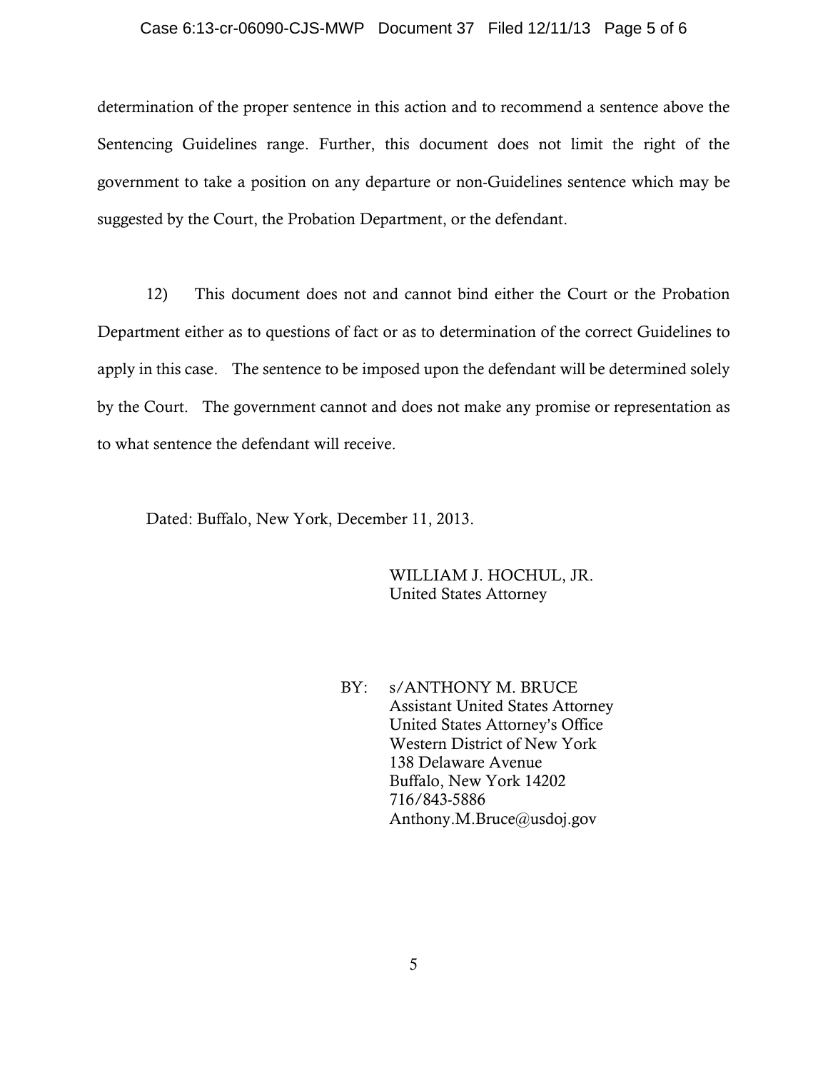determination of the proper sentence in this action and to recommend a sentence above the Sentencing Guidelines range. Further, this document does not limit the right of the government to take a position on any departure or non-Guidelines sentence which may be suggested by the Court, the Probation Department, or the defendant.

12) This document does not and cannot bind either the Court or the Probation Department either as to questions of fact or as to determination of the correct Guidelines to apply in this case. The sentence to be imposed upon the defendant will be determined solely by the Court. The government cannot and does not make any promise or representation as to what sentence the defendant will receive.

Dated: Buffalo, New York, December 11, 2013.

WILLIAM J. HOCHUL, JR.
United States Attorney

BY: s/ANTHONY M. BRUCE
Assistant United States Attorney
United States Attorney's Office
Western District of New York
138 Delaware Avenue
Buffalo, New York 14202
716/843-5886
Anthony.M.Bruce@usdoj.gov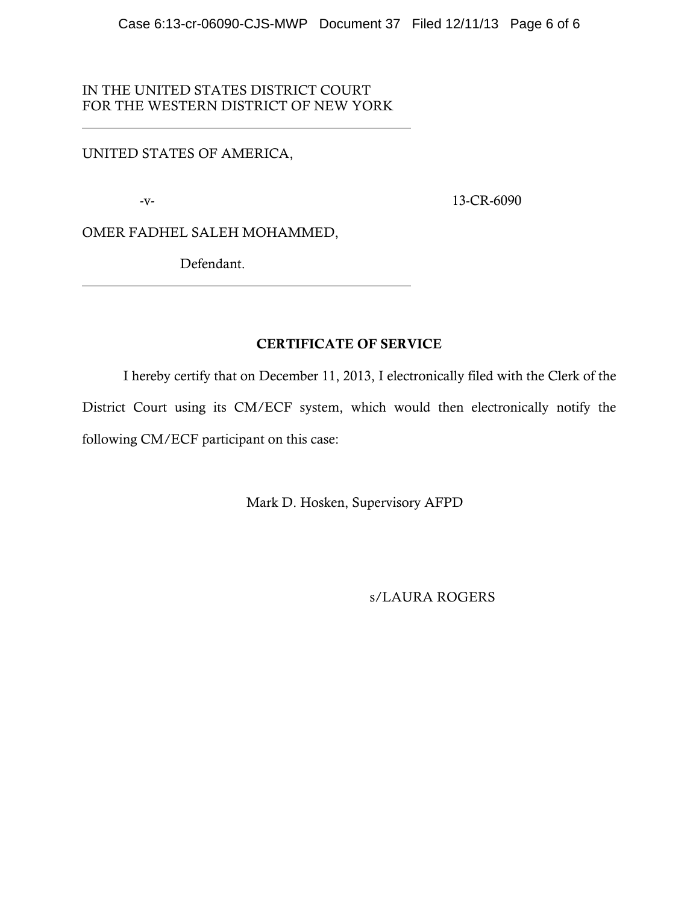IN THE UNITED STATES DISTRICT COURT
FOR THE WESTERN DISTRICT OF NEW YORK

---

UNITED STATES OF AMERICA,

-v- 13-CR-6090

OMER FADHEL SALEH MOHAMMED,

Defendant.

---

**CERTIFICATE OF SERVICE**

I hereby certify that on December 11, 2013, I electronically filed with the Clerk of the District Court using its CM/ECF system, which would then electronically notify the following CM/ECF participant on this case:

Mark D. Hosken, Supervisory AFPD

s/LAURA ROGERS